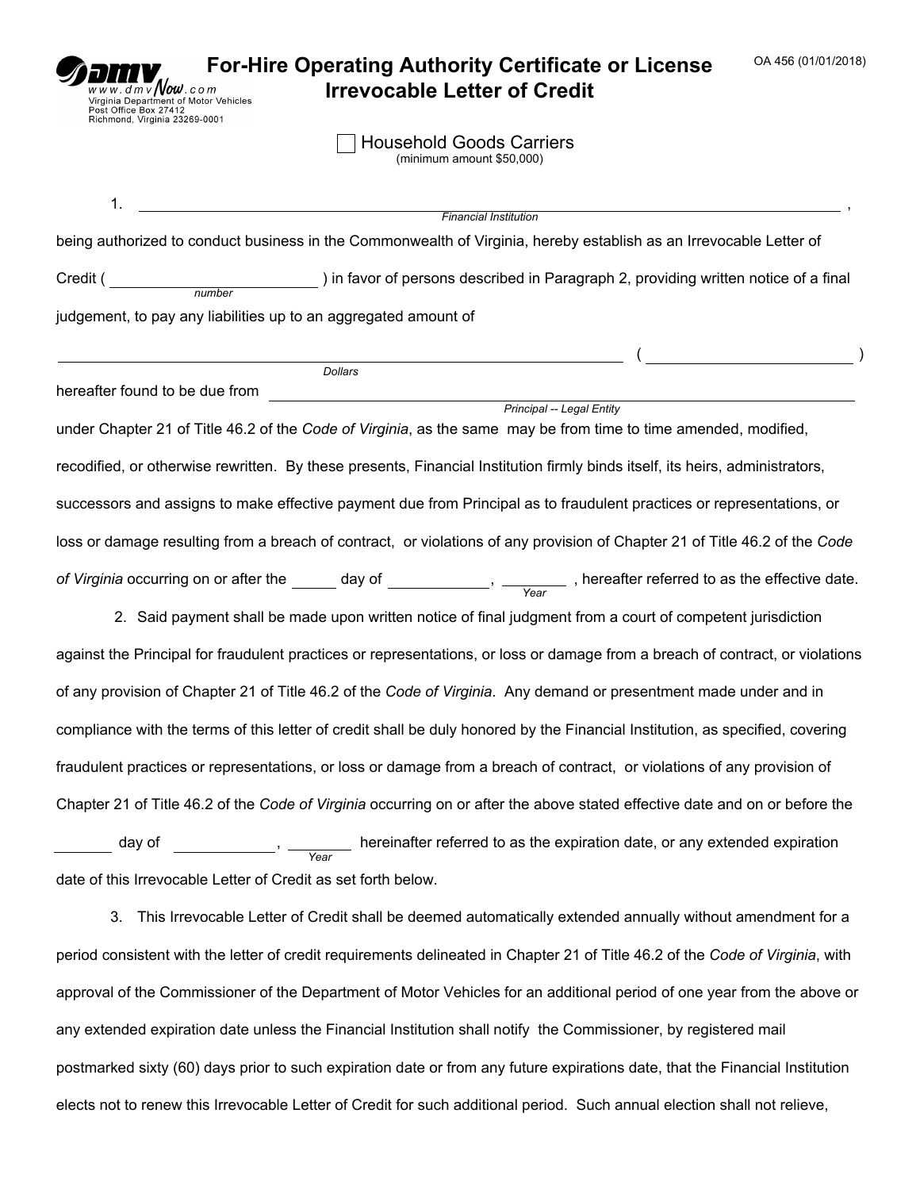www.dmvNow.com
Virginia Department of Motor Vehicles
Post Office Box 27412
Richmond, Virginia 23269-0001

OA 456 (01/01/2018)

# For-Hire Operating Authority Certificate or License Irrevocable Letter of Credit

☐ Household Goods Carriers
(minimum amount $50,000)

1. ____________________________________________ ,
*Financial Institution*

being authorized to conduct business in the Commonwealth of Virginia, hereby establish as an Irrevocable Letter of Credit ( ____________ *number* ) in favor of persons described in Paragraph 2, providing written notice of a final judgement, to pay any liabilities up to an aggregated amount of

____________________________________________ ( ____________ )
*Dollars*

hereafter found to be due from ____________________________________________
*Principal -- Legal Entity*

under Chapter 21 of Title 46.2 of the *Code of Virginia*, as the same may be from time to time amended, modified, recodified, or otherwise rewritten. By these presents, Financial Institution firmly binds itself, its heirs, administrators, successors and assigns to make effective payment due from Principal as to fraudulent practices or representations, or loss or damage resulting from a breach of contract, or violations of any provision of Chapter 21 of Title 46.2 of the *Code of Virginia* occurring on or after the _____ day of ____________, ________ *Year* , hereafter referred to as the effective date.

2. Said payment shall be made upon written notice of final judgment from a court of competent jurisdiction against the Principal for fraudulent practices or representations, or loss or damage from a breach of contract, or violations of any provision of Chapter 21 of Title 46.2 of the *Code of Virginia*. Any demand or presentment made under and in compliance with the terms of this letter of credit shall be duly honored by the Financial Institution, as specified, covering fraudulent practices or representations, or loss or damage from a breach of contract, or violations of any provision of Chapter 21 of Title 46.2 of the *Code of Virginia* occurring on or after the above stated effective date and on or before the _______ day of ____________, ________ *Year* hereinafter referred to as the expiration date, or any extended expiration date of this Irrevocable Letter of Credit as set forth below.

3. This Irrevocable Letter of Credit shall be deemed automatically extended annually without amendment for a period consistent with the letter of credit requirements delineated in Chapter 21 of Title 46.2 of the *Code of Virginia*, with approval of the Commissioner of the Department of Motor Vehicles for an additional period of one year from the above or any extended expiration date unless the Financial Institution shall notify the Commissioner, by registered mail postmarked sixty (60) days prior to such expiration date or from any future expirations date, that the Financial Institution elects not to renew this Irrevocable Letter of Credit for such additional period. Such annual election shall not relieve,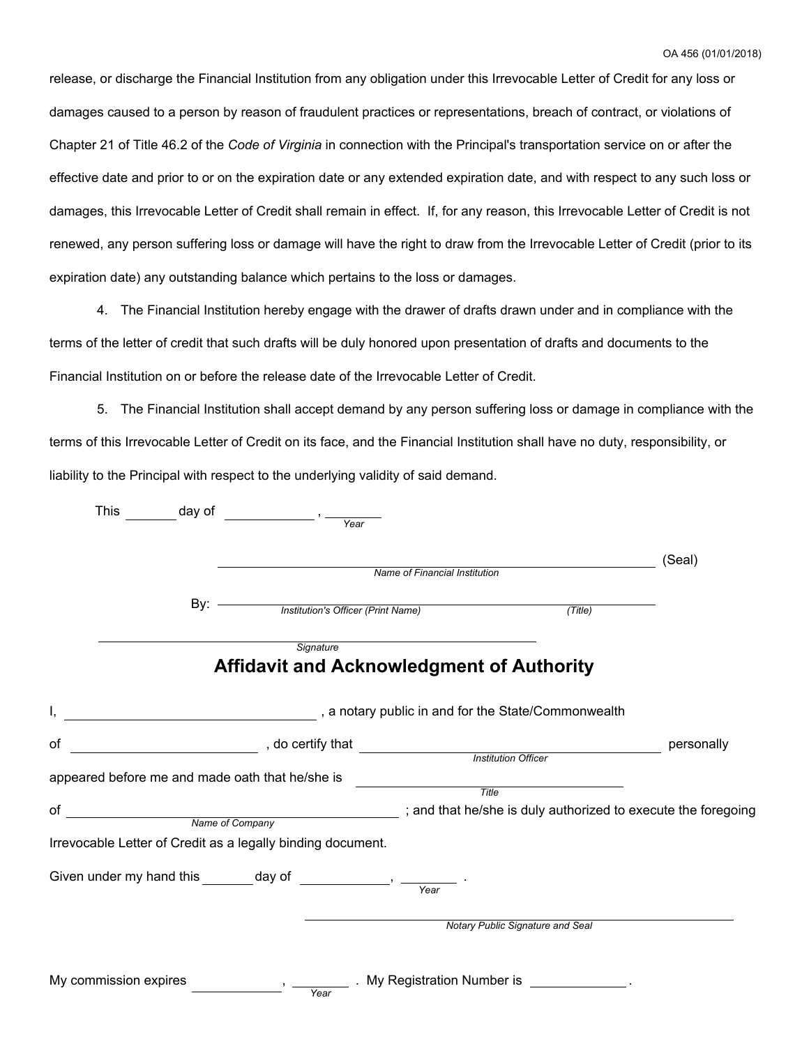release, or discharge the Financial Institution from any obligation under this Irrevocable Letter of Credit for any loss or damages caused to a person by reason of fraudulent practices or representations, breach of contract, or violations of Chapter 21 of Title 46.2 of the *Code of Virginia* in connection with the Principal's transportation service on or after the effective date and prior to or on the expiration date or any extended expiration date, and with respect to any such loss or damages, this Irrevocable Letter of Credit shall remain in effect. If, for any reason, this Irrevocable Letter of Credit is not renewed, any person suffering loss or damage will have the right to draw from the Irrevocable Letter of Credit (prior to its expiration date) any outstanding balance which pertains to the loss or damages.

4. The Financial Institution hereby engage with the drawer of drafts drawn under and in compliance with the terms of the letter of credit that such drafts will be duly honored upon presentation of drafts and documents to the Financial Institution on or before the release date of the Irrevocable Letter of Credit.

5. The Financial Institution shall accept demand by any person suffering loss or damage in compliance with the terms of this Irrevocable Letter of Credit on its face, and the Financial Institution shall have no duty, responsibility, or liability to the Principal with respect to the underlying validity of said demand.

This _______ day of ____________ , ________
*Year*

__________________________________________________ (Seal)
*Name of Financial Institution*

By: __________________________________________________
*Institution's Officer (Print Name)* *(Title)*

__________________________________________________
*Signature*

## Affidavit and Acknowledgment of Authority

I, ______________________________ , a notary public in and for the State/Commonwealth of ________________________ , do certify that ______________________________ personally
*Institution Officer*

appeared before me and made oath that he/she is ______________________________
*Title*

of ________________________________________ ; and that he/she is duly authorized to execute the foregoing
*Name of Company*

Irrevocable Letter of Credit as a legally binding document.

Given under my hand this _______ day of ____________, ________ .
*Year*

__________________________________________________
*Notary Public Signature and Seal*

My commission expires ____________ , ________ . My Registration Number is ____________ .
*Year*